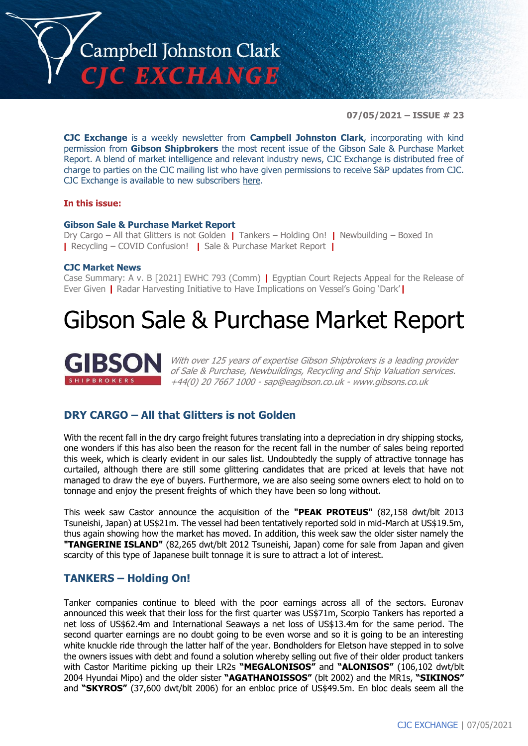# Campbell Johnston Clark CJC EXCHANGE

**07/05/2021 – ISSUE # 23**

**CJC Exchange** is a weekly newsletter from **Campbell Johnston Clark**, incorporating with kind permission from **Gibson Shipbrokers** the most recent issue of the Gibson Sale & Purchase Market Report. A blend of market intelligence and relevant industry news, CJC Exchange is distributed free of charge to parties on the CJC mailing list who have given permissions to receive S&P updates from CJC. CJC Exchange is available to new subscribers here.

**In this issue:**

**Gibson Sale & Purchase Market Report**
Dry Cargo – All that Glitters is not Golden | Tankers – Holding On! | Newbuilding – Boxed In | Recycling – COVID Confusion! | Sale & Purchase Market Report |

**CJC Market News**
Case Summary: A v. B [2021] EWHC 793 (Comm) | Egyptian Court Rejects Appeal for the Release of Ever Given | Radar Harvesting Initiative to Have Implications on Vessel's Going 'Dark' |

# Gibson Sale & Purchase Market Report

GIBSON SHIPBROKERS

*With over 125 years of expertise Gibson Shipbrokers is a leading provider of Sale & Purchase, Newbuildings, Recycling and Ship Valuation services. +44(0) 20 7667 1000 - sap@eagibson.co.uk - www.gibsons.co.uk*

## DRY CARGO – All that Glitters is not Golden

With the recent fall in the dry cargo freight futures translating into a depreciation in dry shipping stocks, one wonders if this has also been the reason for the recent fall in the number of sales being reported this week, which is clearly evident in our sales list. Undoubtedly the supply of attractive tonnage has curtailed, although there are still some glittering candidates that are priced at levels that have not managed to draw the eye of buyers. Furthermore, we are also seeing some owners elect to hold on to tonnage and enjoy the present freights of which they have been so long without.

This week saw Castor announce the acquisition of the **"PEAK PROTEUS"** (82,158 dwt/blt 2013 Tsuneishi, Japan) at US$21m. The vessel had been tentatively reported sold in mid-March at US$19.5m, thus again showing how the market has moved. In addition, this week saw the older sister namely the **"TANGERINE ISLAND"** (82,265 dwt/blt 2012 Tsuneishi, Japan) come for sale from Japan and given scarcity of this type of Japanese built tonnage it is sure to attract a lot of interest.

## TANKERS – Holding On!

Tanker companies continue to bleed with the poor earnings across all of the sectors. Euronav announced this week that their loss for the first quarter was US$71m, Scorpio Tankers has reported a net loss of US$62.4m and International Seaways a net loss of US$13.4m for the same period. The second quarter earnings are no doubt going to be even worse and so it is going to be an interesting white knuckle ride through the latter half of the year. Bondholders for Eletson have stepped in to solve the owners issues with debt and found a solution whereby selling out five of their older product tankers with Castor Maritime picking up their LR2s **"MEGALONISOS"** and **"ALONISOS"** (106,102 dwt/blt 2004 Hyundai Mipo) and the older sister **"AGATHANOISSOS"** (blt 2002) and the MR1s, **"SIKINOS"** and **"SKYROS"** (37,600 dwt/blt 2006) for an enbloc price of US$49.5m. En bloc deals seem all the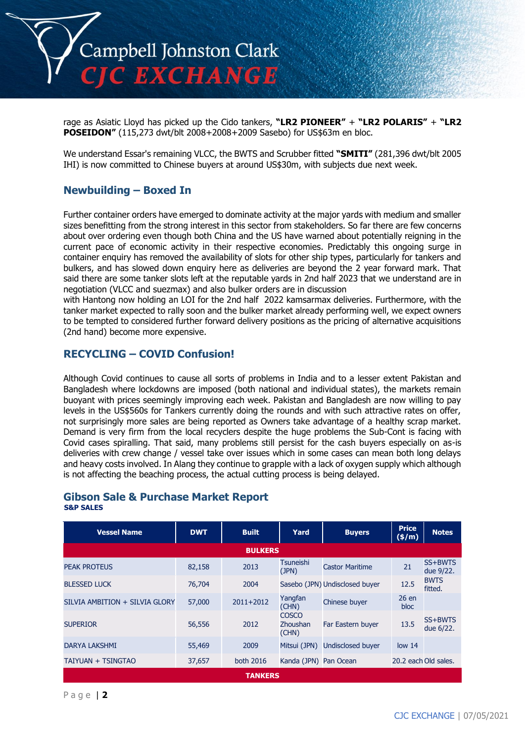rage as Asiatic Lloyd has picked up the Cido tankers, **"LR2 PIONEER"** + **"LR2 POLARIS"** + **"LR2 POSEIDON"** (115,273 dwt/blt 2008+2008+2009 Sasebo) for US$63m en bloc.

We understand Essar's remaining VLCC, the BWTS and Scrubber fitted **"SMITI"** (281,396 dwt/blt 2005 IHI) is now committed to Chinese buyers at around US$30m, with subjects due next week.

## Newbuilding – Boxed In

Further container orders have emerged to dominate activity at the major yards with medium and smaller sizes benefitting from the strong interest in this sector from stakeholders. So far there are few concerns about over ordering even though both China and the US have warned about potentially reigning in the current pace of economic activity in their respective economies. Predictably this ongoing surge in container enquiry has removed the availability of slots for other ship types, particularly for tankers and bulkers, and has slowed down enquiry here as deliveries are beyond the 2 year forward mark. That said there are some tanker slots left at the reputable yards in 2nd half 2023 that we understand are in negotiation (VLCC and suezmax) and also bulker orders are in discussion
with Hantong now holding an LOI for the 2nd half 2022 kamsarmax deliveries. Furthermore, with the tanker market expected to rally soon and the bulker market already performing well, we expect owners to be tempted to considered further forward delivery positions as the pricing of alternative acquisitions (2nd hand) become more expensive.

## RECYCLING – COVID Confusion!

Although Covid continues to cause all sorts of problems in India and to a lesser extent Pakistan and Bangladesh where lockdowns are imposed (both national and individual states), the markets remain buoyant with prices seemingly improving each week. Pakistan and Bangladesh are now willing to pay levels in the US$560s for Tankers currently doing the rounds and with such attractive rates on offer, not surprisingly more sales are being reported as Owners take advantage of a healthy scrap market. Demand is very firm from the local recyclers despite the huge problems the Sub-Cont is facing with Covid cases spiralling. That said, many problems still persist for the cash buyers especially on as-is deliveries with crew change / vessel take over issues which in some cases can mean both long delays and heavy costs involved. In Alang they continue to grapple with a lack of oxygen supply which although is not affecting the beaching process, the actual cutting process is being delayed.

## Gibson Sale & Purchase Market Report

**S&P SALES**

| Vessel Name | DWT | Built | Yard | Buyers | Price ($/m) | Notes |
|---|---|---|---|---|---|---|
| **BULKERS** | | | | | | |
| PEAK PROTEUS | 82,158 | 2013 | Tsuneishi (JPN) | Castor Maritime | 21 | SS+BWTS due 9/22. |
| BLESSED LUCK | 76,704 | 2004 | Sasebo (JPN) | Undisclosed buyer | 12.5 | BWTS fitted. |
| SILVIA AMBITION + SILVIA GLORY | 57,000 | 2011+2012 | Yangfan (CHN) | Chinese buyer | 26 en bloc | |
| SUPERIOR | 56,556 | 2012 | COSCO Zhoushan (CHN) | Far Eastern buyer | 13.5 | SS+BWTS due 6/22. |
| DARYA LAKSHMI | 55,469 | 2009 | Mitsui (JPN) | Undisclosed buyer | low 14 | |
| TAIYUAN + TSINGTAO | 37,657 | both 2016 | Kanda (JPN) | Pan Ocean | 20.2 each | Old sales. |
| **TANKERS** | | | | | | |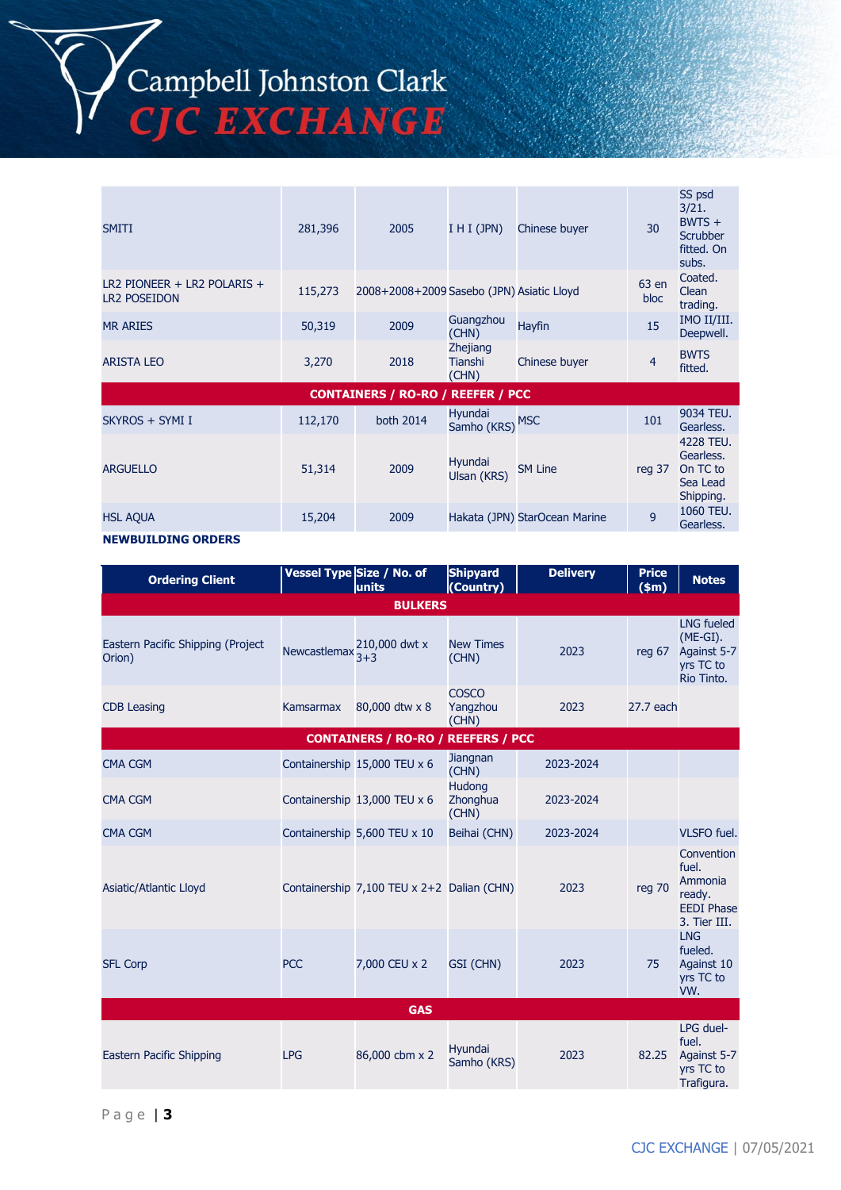| | | | | | | |
|---|---|---|---|---|---|---|
| SMITI | 281,396 | 2005 | I H I (JPN) | Chinese buyer | 30 | SS psd 3/21. BWTS + Scrubber fitted. On subs. |
| LR2 PIONEER + LR2 POLARIS + LR2 POSEIDON | 115,273 | 2008+2008+2009 | Sasebo (JPN) | Asiatic Lloyd | 63 en bloc | Coated. Clean trading. |
| MR ARIES | 50,319 | 2009 | Guangzhou (CHN) | Hayfin | 15 | IMO II/III. Deepwell. |
| ARISTA LEO | 3,270 | 2018 | Zhejiang Tianshi (CHN) | Chinese buyer | 4 | BWTS fitted. |
| **CONTAINERS / RO-RO / REEFER / PCC** | | | | | | |
| SKYROS + SYMI I | 112,170 | both 2014 | Hyundai Samho (KRS) | MSC | 101 | 9034 TEU. Gearless. |
| ARGUELLO | 51,314 | 2009 | Hyundai Ulsan (KRS) | SM Line | reg 37 | 4228 TEU. Gearless. On TC to Sea Lead Shipping. |
| HSL AQUA | 15,204 | 2009 | Hakata (JPN) | StarOcean Marine | 9 | 1060 TEU. Gearless. |

**NEWBUILDING ORDERS**

| Ordering Client | Vessel Type | Size / No. of units | Shipyard (Country) | Delivery | Price ($m) | Notes |
|---|---|---|---|---|---|---|
| **BULKERS** | | | | | | |
| Eastern Pacific Shipping (Project Orion) | Newcastlemax | 210,000 dwt x 3+3 | New Times (CHN) | 2023 | reg 67 | LNG fueled (ME-GI). Against 5-7 yrs TC to Rio Tinto. |
| CDB Leasing | Kamsarmax | 80,000 dtw x 8 | COSCO Yangzhou (CHN) | 2023 | 27.7 each | |
| **CONTAINERS / RO-RO / REEFERS / PCC** | | | | | | |
| CMA CGM | Containership | 15,000 TEU x 6 | Jiangnan (CHN) | 2023-2024 | | |
| CMA CGM | Containership | 13,000 TEU x 6 | Hudong Zhonghua (CHN) | 2023-2024 | | |
| CMA CGM | Containership | 5,600 TEU x 10 | Beihai (CHN) | 2023-2024 | | VLSFO fuel. |
| Asiatic/Atlantic Lloyd | Containership | 7,100 TEU x 2+2 | Dalian (CHN) | 2023 | reg 70 | Convention fuel. Ammonia ready. EEDI Phase 3. Tier III. |
| SFL Corp | PCC | 7,000 CEU x 2 | GSI (CHN) | 2023 | 75 | LNG fueled. Against 10 yrs TC to VW. |
| **GAS** | | | | | | |
| Eastern Pacific Shipping | LPG | 86,000 cbm x 2 | Hyundai Samho (KRS) | 2023 | 82.25 | LPG duel-fuel. Against 5-7 yrs TC to Trafigura. |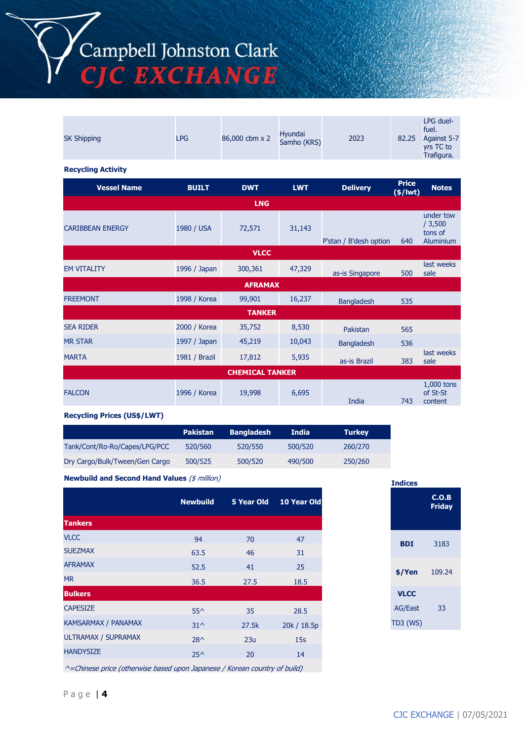| SK Shipping | LPG | 86,000 cbm x 2 | Hyundai Samho (KRS) | 2023 | 82.25 | LPG duel-fuel. Against 5-7 yrs TC to Trafigura. |
|---|---|---|---|---|---|---|

**Recycling Activity**

| Vessel Name | BUILT | DWT | LWT | Delivery | Price ($/lwt) | Notes |
|---|---|---|---|---|---|---|
| | | | **LNG** | | | |
| CARIBBEAN ENERGY | 1980 / USA | 72,571 | 31,143 | P'stan / B'desh option | 640 | under tow / 3,500 tons of Aluminium |
| | | | **VLCC** | | | |
| EM VITALITY | 1996 / Japan | 300,361 | 47,329 | as-is Singapore | 500 | last weeks sale |
| | | | **AFRAMAX** | | | |
| FREEMONT | 1998 / Korea | 99,901 | 16,237 | Bangladesh | 535 | |
| | | | **TANKER** | | | |
| SEA RIDER | 2000 / Korea | 35,752 | 8,530 | Pakistan | 565 | |
| MR STAR | 1997 / Japan | 45,219 | 10,043 | Bangladesh | 536 | |
| MARTA | 1981 / Brazil | 17,812 | 5,935 | as-is Brazil | 383 | last weeks sale |
| | | | **CHEMICAL TANKER** | | | |
| FALCON | 1996 / Korea | 19,998 | 6,695 | India | 743 | 1,000 tons of St-St content |

**Recycling Prices (US$/LWT)**

| | Pakistan | Bangladesh | India | Turkey |
|---|---|---|---|---|
| Tank/Cont/Ro-Ro/Capes/LPG/PCC | 520/560 | 520/550 | 500/520 | 260/270 |
| Dry Cargo/Bulk/Tween/Gen Cargo | 500/525 | 500/520 | 490/500 | 250/260 |

**Newbuild and Second Hand Values** *($ million)*

| | Newbuild | 5 Year Old | 10 Year Old |
|---|---|---|---|
| **Tankers** | | | |
| VLCC | 94 | 70 | 47 |
| SUEZMAX | 63.5 | 46 | 31 |
| AFRAMAX | 52.5 | 41 | 25 |
| MR | 36.5 | 27.5 | 18.5 |
| **Bulkers** | | | |
| CAPESIZE | 55^ | 35 | 28.5 |
| KAMSARMAX / PANAMAX | 31^ | 27.5k | 20k / 18.5p |
| ULTRAMAX / SUPRAMAX | 28^ | 23u | 15s |
| HANDYSIZE | 25^ | 20 | 14 |

*^=Chinese price (otherwise based upon Japanese / Korean country of build)*

**Indices**

| | C.O.B Friday |
|---|---|
| **BDI** | 3183 |
| **$/Yen** | 109.24 |
| **VLCC** AG/East TD3 (WS) | 33 |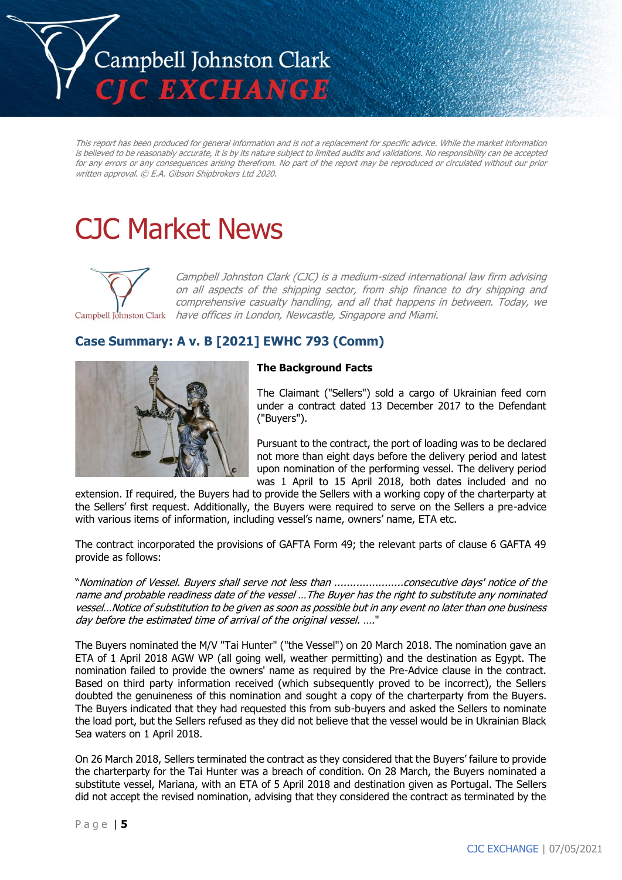*This report has been produced for general information and is not a replacement for specific advice. While the market information is believed to be reasonably accurate, it is by its nature subject to limited audits and validations. No responsibility can be accepted for any errors or any consequences arising therefrom. No part of the report may be reproduced or circulated without our prior written approval. © E.A. Gibson Shipbrokers Ltd 2020.*

# CJC Market News

*Campbell Johnston Clark (CJC) is a medium-sized international law firm advising on all aspects of the shipping sector, from ship finance to dry shipping and comprehensive casualty handling, and all that happens in between. Today, we have offices in London, Newcastle, Singapore and Miami.*

## Case Summary: A v. B [2021] EWHC 793 (Comm)

**The Background Facts**

The Claimant ("Sellers") sold a cargo of Ukrainian feed corn under a contract dated 13 December 2017 to the Defendant ("Buyers").

Pursuant to the contract, the port of loading was to be declared not more than eight days before the delivery period and latest upon nomination of the performing vessel. The delivery period was 1 April to 15 April 2018, both dates included and no extension. If required, the Buyers had to provide the Sellers with a working copy of the charterparty at the Sellers' first request. Additionally, the Buyers were required to serve on the Sellers a pre-advice with various items of information, including vessel's name, owners' name, ETA etc.

The contract incorporated the provisions of GAFTA Form 49; the relevant parts of clause 6 GAFTA 49 provide as follows:

"*Nomination of Vessel. Buyers shall serve not less than ......................consecutive days' notice of the name and probable readiness date of the vessel …The Buyer has the right to substitute any nominated vessel…Notice of substitution to be given as soon as possible but in any event no later than one business day before the estimated time of arrival of the original vessel. ….*"

The Buyers nominated the M/V "Tai Hunter" ("the Vessel") on 20 March 2018. The nomination gave an ETA of 1 April 2018 AGW WP (all going well, weather permitting) and the destination as Egypt. The nomination failed to provide the owners' name as required by the Pre-Advice clause in the contract. Based on third party information received (which subsequently proved to be incorrect), the Sellers doubted the genuineness of this nomination and sought a copy of the charterparty from the Buyers. The Buyers indicated that they had requested this from sub-buyers and asked the Sellers to nominate the load port, but the Sellers refused as they did not believe that the vessel would be in Ukrainian Black Sea waters on 1 April 2018.

On 26 March 2018, Sellers terminated the contract as they considered that the Buyers' failure to provide the charterparty for the Tai Hunter was a breach of condition. On 28 March, the Buyers nominated a substitute vessel, Mariana, with an ETA of 5 April 2018 and destination given as Portugal. The Sellers did not accept the revised nomination, advising that they considered the contract as terminated by the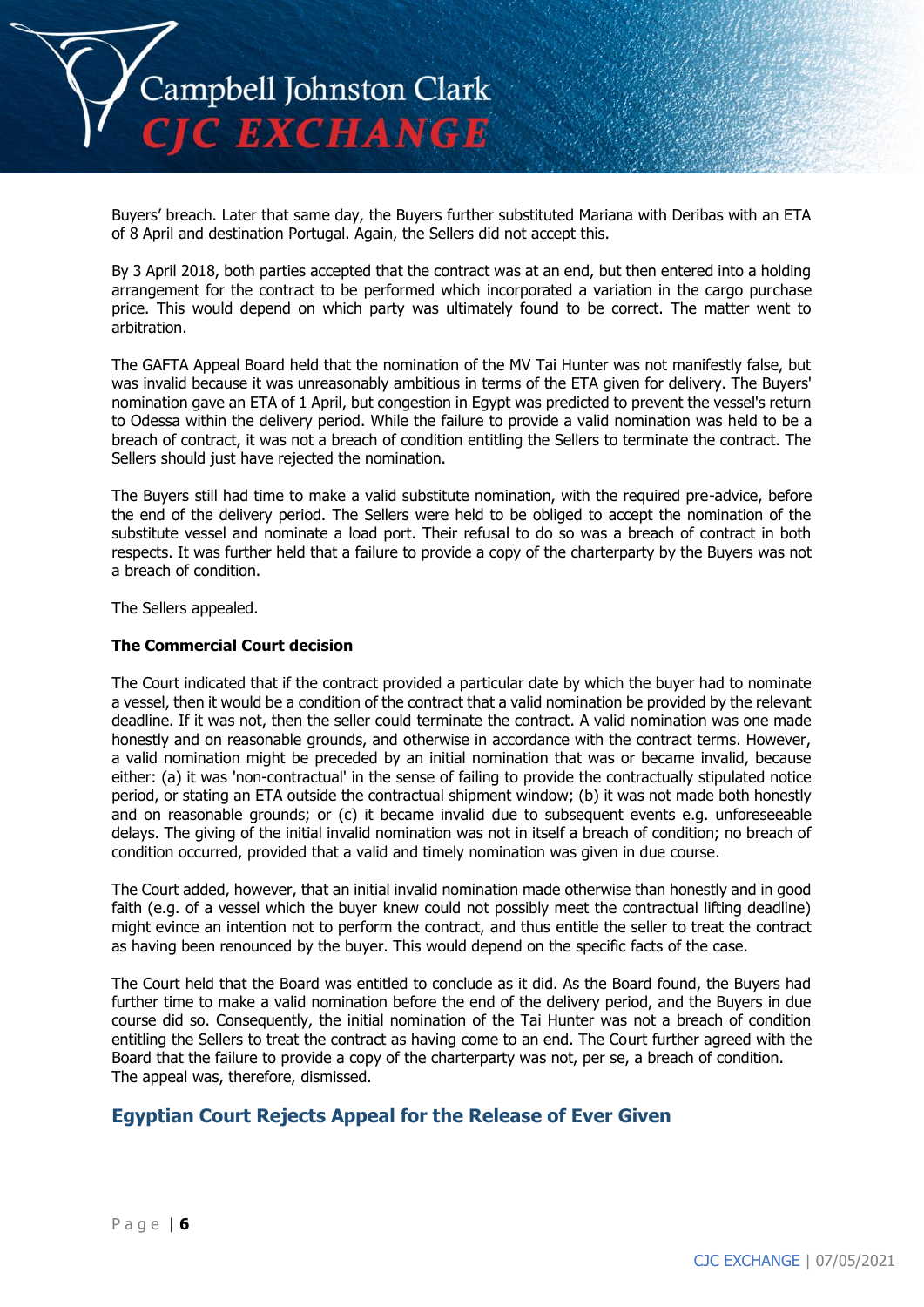Buyers' breach. Later that same day, the Buyers further substituted Mariana with Deribas with an ETA of 8 April and destination Portugal. Again, the Sellers did not accept this.

By 3 April 2018, both parties accepted that the contract was at an end, but then entered into a holding arrangement for the contract to be performed which incorporated a variation in the cargo purchase price. This would depend on which party was ultimately found to be correct. The matter went to arbitration.

The GAFTA Appeal Board held that the nomination of the MV Tai Hunter was not manifestly false, but was invalid because it was unreasonably ambitious in terms of the ETA given for delivery. The Buyers' nomination gave an ETA of 1 April, but congestion in Egypt was predicted to prevent the vessel's return to Odessa within the delivery period. While the failure to provide a valid nomination was held to be a breach of contract, it was not a breach of condition entitling the Sellers to terminate the contract. The Sellers should just have rejected the nomination.

The Buyers still had time to make a valid substitute nomination, with the required pre-advice, before the end of the delivery period. The Sellers were held to be obliged to accept the nomination of the substitute vessel and nominate a load port. Their refusal to do so was a breach of contract in both respects. It was further held that a failure to provide a copy of the charterparty by the Buyers was not a breach of condition.

The Sellers appealed.

**The Commercial Court decision**

The Court indicated that if the contract provided a particular date by which the buyer had to nominate a vessel, then it would be a condition of the contract that a valid nomination be provided by the relevant deadline. If it was not, then the seller could terminate the contract. A valid nomination was one made honestly and on reasonable grounds, and otherwise in accordance with the contract terms. However, a valid nomination might be preceded by an initial nomination that was or became invalid, because either: (a) it was 'non-contractual' in the sense of failing to provide the contractually stipulated notice period, or stating an ETA outside the contractual shipment window; (b) it was not made both honestly and on reasonable grounds; or (c) it became invalid due to subsequent events e.g. unforeseeable delays. The giving of the initial invalid nomination was not in itself a breach of condition; no breach of condition occurred, provided that a valid and timely nomination was given in due course.

The Court added, however, that an initial invalid nomination made otherwise than honestly and in good faith (e.g. of a vessel which the buyer knew could not possibly meet the contractual lifting deadline) might evince an intention not to perform the contract, and thus entitle the seller to treat the contract as having been renounced by the buyer. This would depend on the specific facts of the case.

The Court held that the Board was entitled to conclude as it did. As the Board found, the Buyers had further time to make a valid nomination before the end of the delivery period, and the Buyers in due course did so. Consequently, the initial nomination of the Tai Hunter was not a breach of condition entitling the Sellers to treat the contract as having come to an end. The Court further agreed with the Board that the failure to provide a copy of the charterparty was not, per se, a breach of condition. The appeal was, therefore, dismissed.

## Egyptian Court Rejects Appeal for the Release of Ever Given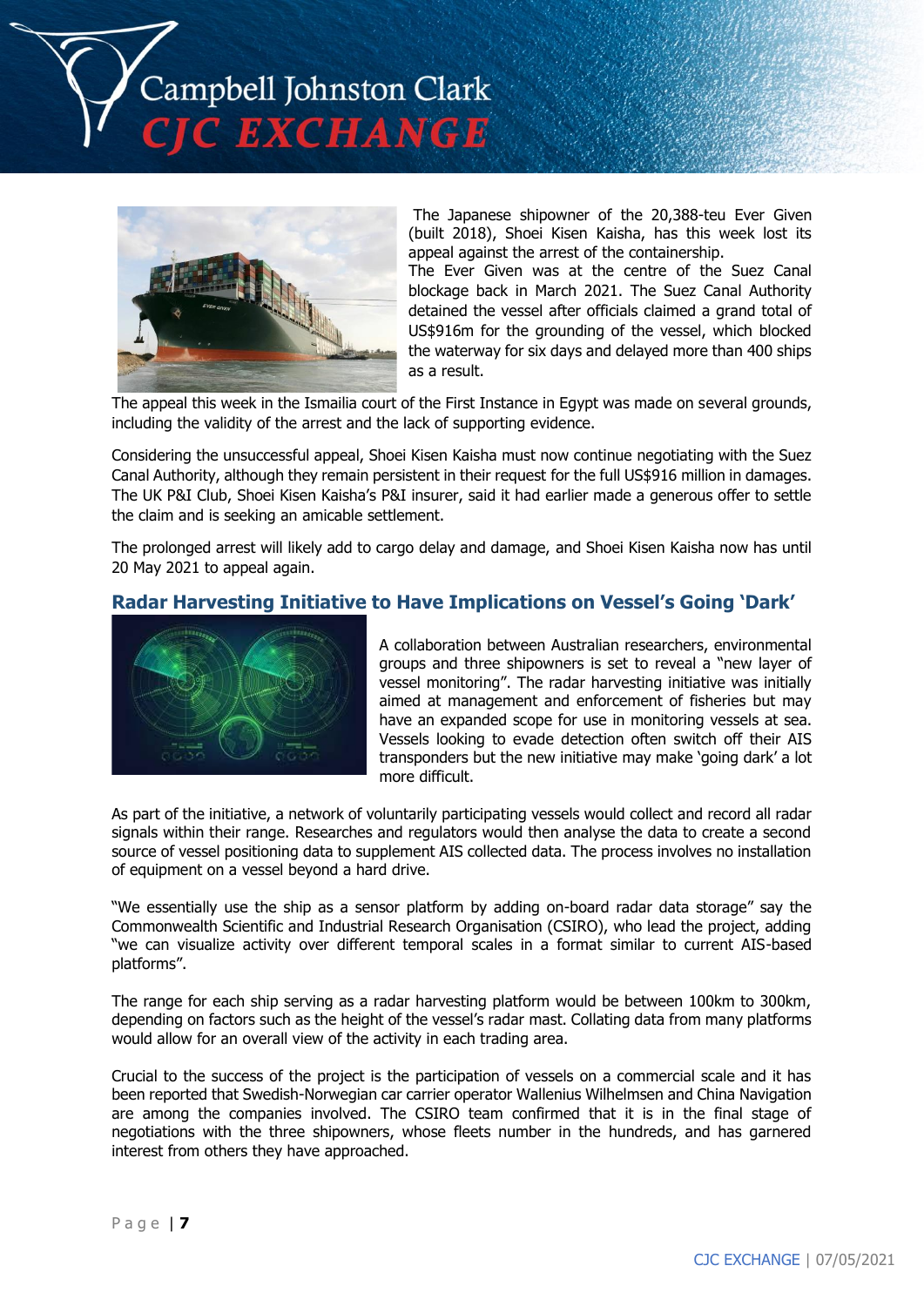The Japanese shipowner of the 20,388-teu Ever Given (built 2018), Shoei Kisen Kaisha, has this week lost its appeal against the arrest of the containership.

The Ever Given was at the centre of the Suez Canal blockage back in March 2021. The Suez Canal Authority detained the vessel after officials claimed a grand total of US$916m for the grounding of the vessel, which blocked the waterway for six days and delayed more than 400 ships as a result.

The appeal this week in the Ismailia court of the First Instance in Egypt was made on several grounds, including the validity of the arrest and the lack of supporting evidence.

Considering the unsuccessful appeal, Shoei Kisen Kaisha must now continue negotiating with the Suez Canal Authority, although they remain persistent in their request for the full US$916 million in damages. The UK P&I Club, Shoei Kisen Kaisha's P&I insurer, said it had earlier made a generous offer to settle the claim and is seeking an amicable settlement.

The prolonged arrest will likely add to cargo delay and damage, and Shoei Kisen Kaisha now has until 20 May 2021 to appeal again.

## Radar Harvesting Initiative to Have Implications on Vessel's Going 'Dark'

A collaboration between Australian researchers, environmental groups and three shipowners is set to reveal a "new layer of vessel monitoring". The radar harvesting initiative was initially aimed at management and enforcement of fisheries but may have an expanded scope for use in monitoring vessels at sea. Vessels looking to evade detection often switch off their AIS transponders but the new initiative may make 'going dark' a lot more difficult.

As part of the initiative, a network of voluntarily participating vessels would collect and record all radar signals within their range. Researches and regulators would then analyse the data to create a second source of vessel positioning data to supplement AIS collected data. The process involves no installation of equipment on a vessel beyond a hard drive.

"We essentially use the ship as a sensor platform by adding on-board radar data storage" say the Commonwealth Scientific and Industrial Research Organisation (CSIRO), who lead the project, adding "we can visualize activity over different temporal scales in a format similar to current AIS-based platforms".

The range for each ship serving as a radar harvesting platform would be between 100km to 300km, depending on factors such as the height of the vessel's radar mast. Collating data from many platforms would allow for an overall view of the activity in each trading area.

Crucial to the success of the project is the participation of vessels on a commercial scale and it has been reported that Swedish-Norwegian car carrier operator Wallenius Wilhelmsen and China Navigation are among the companies involved. The CSIRO team confirmed that it is in the final stage of negotiations with the three shipowners, whose fleets number in the hundreds, and has garnered interest from others they have approached.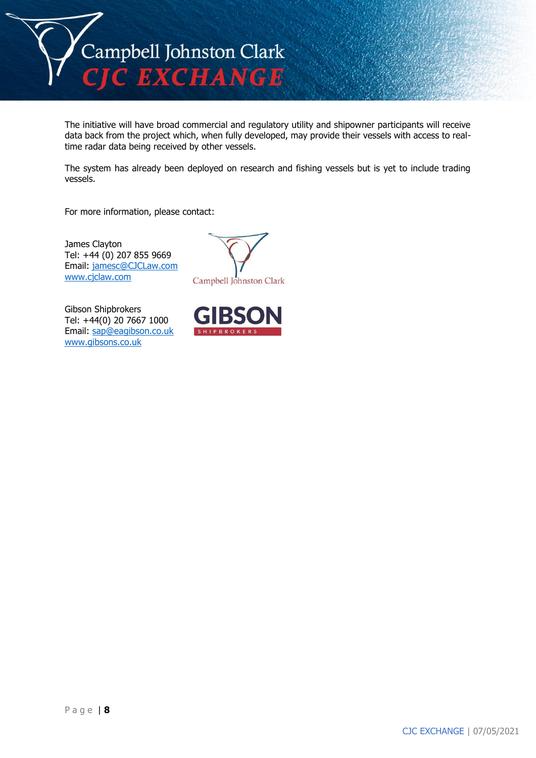The initiative will have broad commercial and regulatory utility and shipowner participants will receive data back from the project which, when fully developed, may provide their vessels with access to real-time radar data being received by other vessels.

The system has already been deployed on research and fishing vessels but is yet to include trading vessels.

For more information, please contact:

James Clayton
Tel: +44 (0) 207 855 9669
Email: [jamesc@CJCLaw.com](mailto:jamesc@CJCLaw.com)
[www.cjclaw.com](http://www.cjclaw.com)

Gibson Shipbrokers
Tel: +44(0) 20 7667 1000
Email: [sap@eagibson.co.uk](mailto:sap@eagibson.co.uk)
[www.gibsons.co.uk](http://www.gibsons.co.uk)